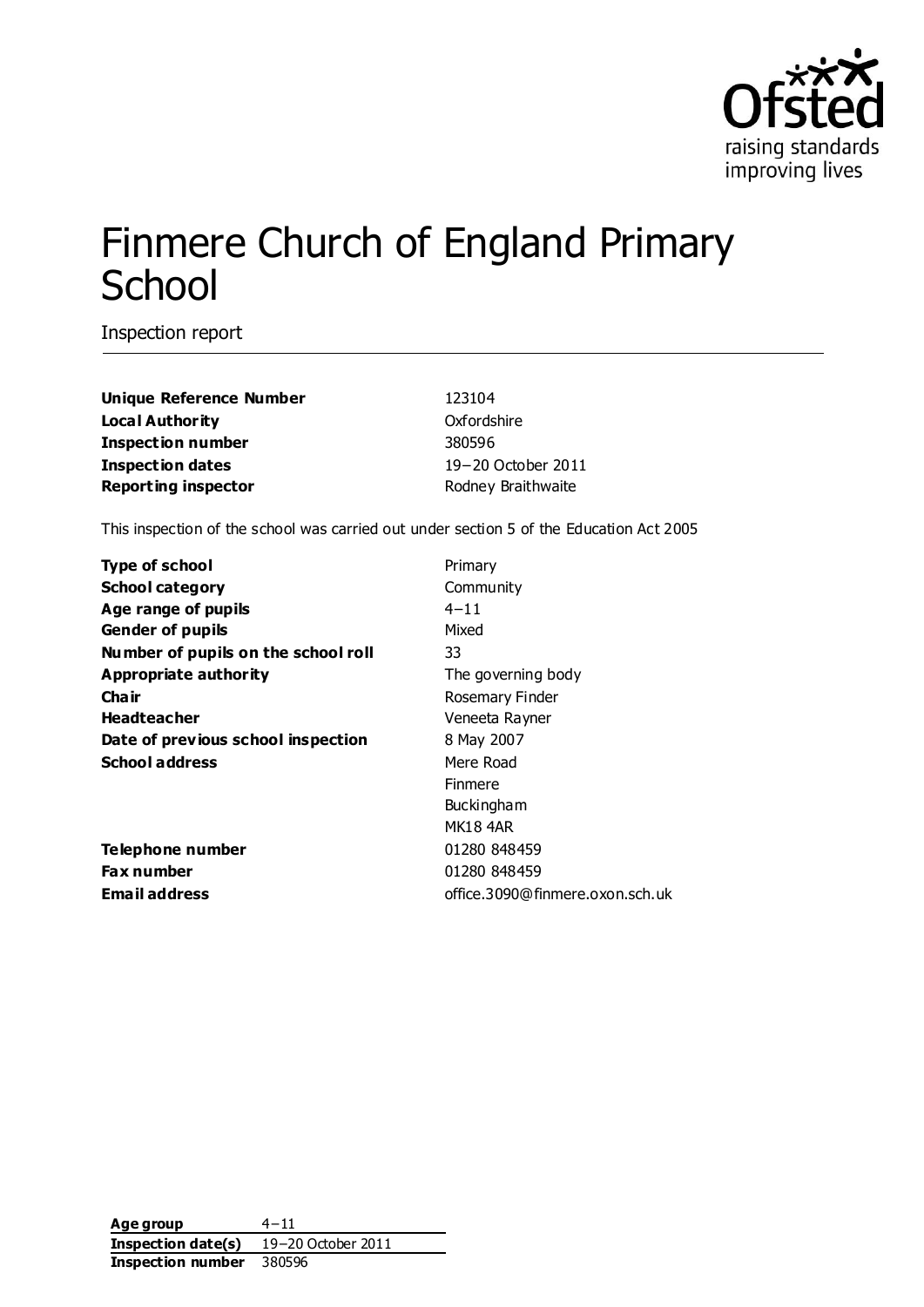# Finmere Church of England Primary School

Inspection report

| | |
|---|---|
| **Unique Reference Number** | 123104 |
| **Local Authority** | Oxfordshire |
| **Inspection number** | 380596 |
| **Inspection dates** | 19–20 October 2011 |
| **Reporting inspector** | Rodney Braithwaite |

This inspection of the school was carried out under section 5 of the Education Act 2005

| | |
|---|---|
| **Type of school** | Primary |
| **School category** | Community |
| **Age range of pupils** | 4–11 |
| **Gender of pupils** | Mixed |
| **Number of pupils on the school roll** | 33 |
| **Appropriate authority** | The governing body |
| **Chair** | Rosemary Finder |
| **Headteacher** | Veneeta Rayner |
| **Date of previous school inspection** | 8 May 2007 |
| **School address** | Mere Road<br>Finmere<br>Buckingham<br>MK18 4AR |
| **Telephone number** | 01280 848459 |
| **Fax number** | 01280 848459 |
| **Email address** | office.3090@finmere.oxon.sch.uk |

| | |
|---|---|
| **Age group** | 4–11 |
| **Inspection date(s)** | 19–20 October 2011 |
| **Inspection number** | 380596 |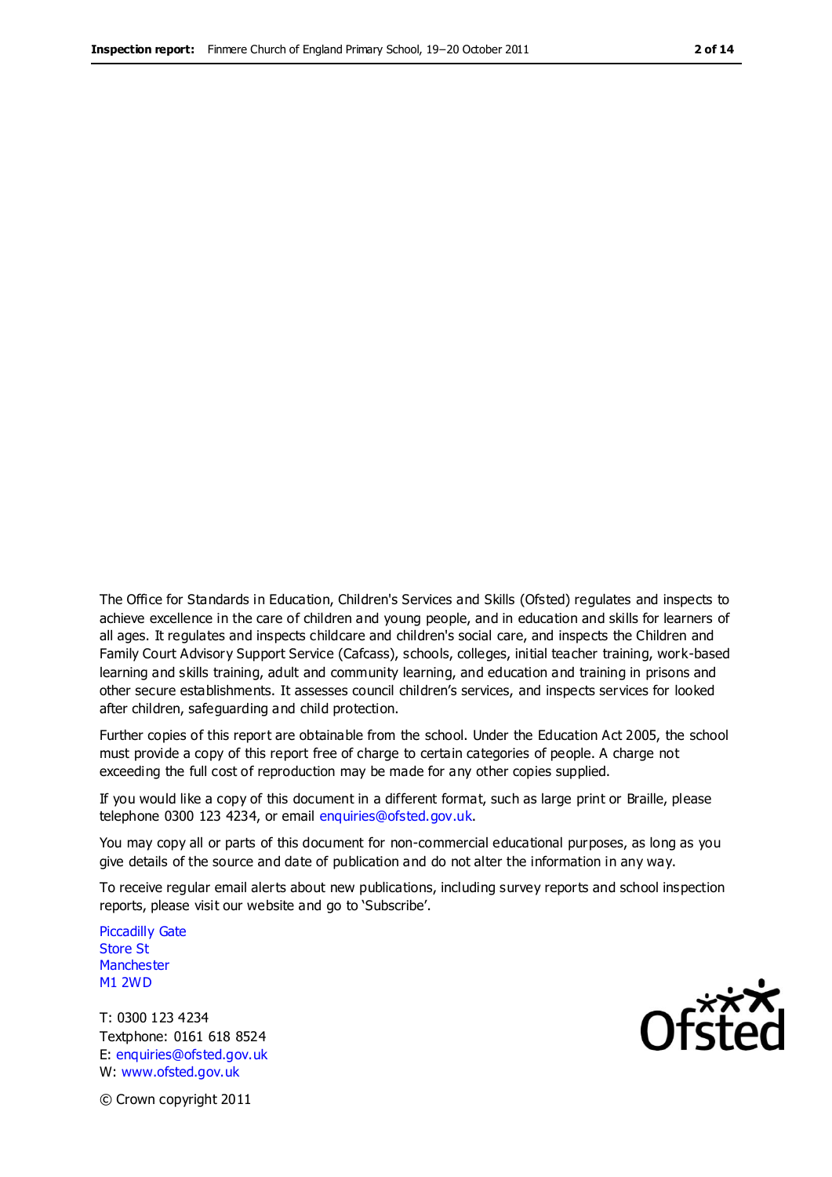The Office for Standards in Education, Children's Services and Skills (Ofsted) regulates and inspects to achieve excellence in the care of children and young people, and in education and skills for learners of all ages. It regulates and inspects childcare and children's social care, and inspects the Children and Family Court Advisory Support Service (Cafcass), schools, colleges, initial teacher training, work-based learning and skills training, adult and community learning, and education and training in prisons and other secure establishments. It assesses council children's services, and inspects services for looked after children, safeguarding and child protection.

Further copies of this report are obtainable from the school. Under the Education Act 2005, the school must provide a copy of this report free of charge to certain categories of people. A charge not exceeding the full cost of reproduction may be made for any other copies supplied.

If you would like a copy of this document in a different format, such as large print or Braille, please telephone 0300 123 4234, or email enquiries@ofsted.gov.uk.

You may copy all or parts of this document for non-commercial educational purposes, as long as you give details of the source and date of publication and do not alter the information in any way.

To receive regular email alerts about new publications, including survey reports and school inspection reports, please visit our website and go to 'Subscribe'.

Piccadilly Gate
Store St
Manchester
M1 2WD

T: 0300 123 4234
Textphone: 0161 618 8524
E: enquiries@ofsted.gov.uk
W: www.ofsted.gov.uk

© Crown copyright 2011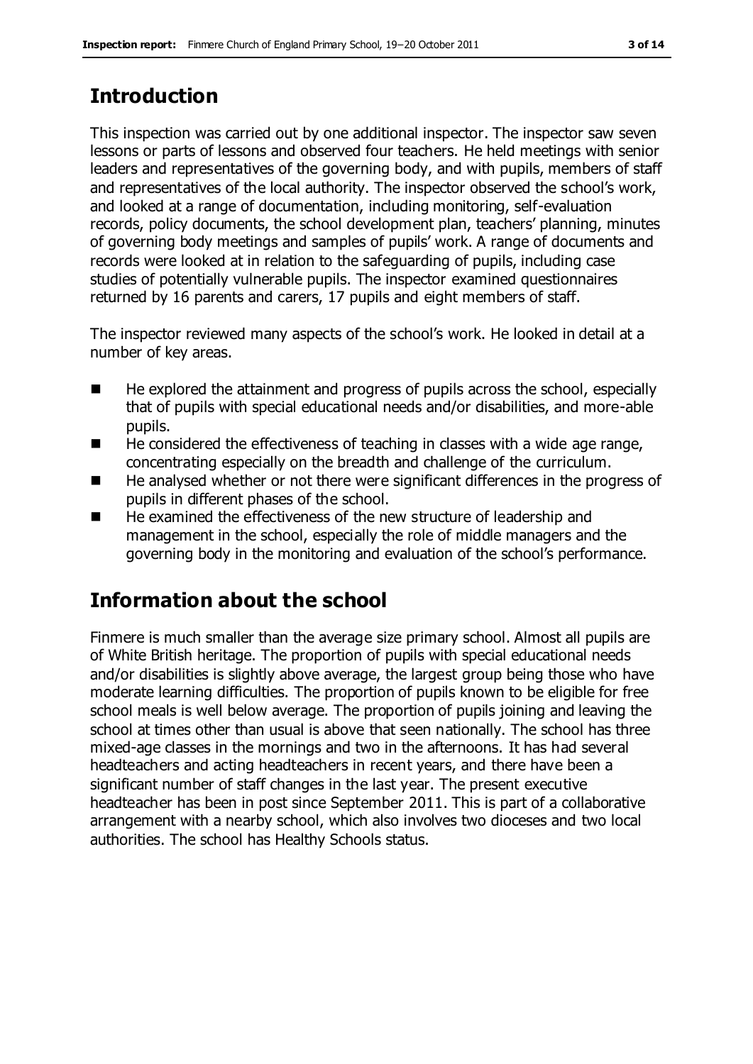## Introduction

This inspection was carried out by one additional inspector. The inspector saw seven lessons or parts of lessons and observed four teachers. He held meetings with senior leaders and representatives of the governing body, and with pupils, members of staff and representatives of the local authority. The inspector observed the school's work, and looked at a range of documentation, including monitoring, self-evaluation records, policy documents, the school development plan, teachers' planning, minutes of governing body meetings and samples of pupils' work. A range of documents and records were looked at in relation to the safeguarding of pupils, including case studies of potentially vulnerable pupils. The inspector examined questionnaires returned by 16 parents and carers, 17 pupils and eight members of staff.

The inspector reviewed many aspects of the school's work. He looked in detail at a number of key areas.

- He explored the attainment and progress of pupils across the school, especially that of pupils with special educational needs and/or disabilities, and more-able pupils.
- He considered the effectiveness of teaching in classes with a wide age range, concentrating especially on the breadth and challenge of the curriculum.
- He analysed whether or not there were significant differences in the progress of pupils in different phases of the school.
- He examined the effectiveness of the new structure of leadership and management in the school, especially the role of middle managers and the governing body in the monitoring and evaluation of the school's performance.

## Information about the school

Finmere is much smaller than the average size primary school. Almost all pupils are of White British heritage. The proportion of pupils with special educational needs and/or disabilities is slightly above average, the largest group being those who have moderate learning difficulties. The proportion of pupils known to be eligible for free school meals is well below average. The proportion of pupils joining and leaving the school at times other than usual is above that seen nationally. The school has three mixed-age classes in the mornings and two in the afternoons. It has had several headteachers and acting headteachers in recent years, and there have been a significant number of staff changes in the last year. The present executive headteacher has been in post since September 2011. This is part of a collaborative arrangement with a nearby school, which also involves two dioceses and two local authorities. The school has Healthy Schools status.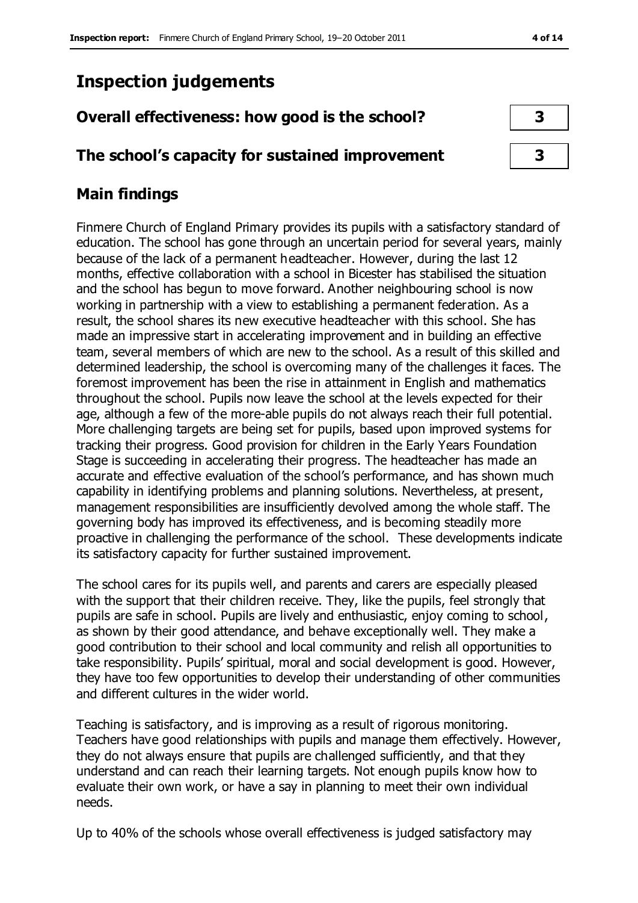# Inspection judgements

| Overall effectiveness: how good is the school? | 3 |
|---|---|
| **The school's capacity for sustained improvement** | **3** |

## Main findings

Finmere Church of England Primary provides its pupils with a satisfactory standard of education. The school has gone through an uncertain period for several years, mainly because of the lack of a permanent headteacher. However, during the last 12 months, effective collaboration with a school in Bicester has stabilised the situation and the school has begun to move forward. Another neighbouring school is now working in partnership with a view to establishing a permanent federation. As a result, the school shares its new executive headteacher with this school. She has made an impressive start in accelerating improvement and in building an effective team, several members of which are new to the school. As a result of this skilled and determined leadership, the school is overcoming many of the challenges it faces. The foremost improvement has been the rise in attainment in English and mathematics throughout the school. Pupils now leave the school at the levels expected for their age, although a few of the more-able pupils do not always reach their full potential. More challenging targets are being set for pupils, based upon improved systems for tracking their progress. Good provision for children in the Early Years Foundation Stage is succeeding in accelerating their progress. The headteacher has made an accurate and effective evaluation of the school's performance, and has shown much capability in identifying problems and planning solutions. Nevertheless, at present, management responsibilities are insufficiently devolved among the whole staff. The governing body has improved its effectiveness, and is becoming steadily more proactive in challenging the performance of the school. These developments indicate its satisfactory capacity for further sustained improvement.

The school cares for its pupils well, and parents and carers are especially pleased with the support that their children receive. They, like the pupils, feel strongly that pupils are safe in school. Pupils are lively and enthusiastic, enjoy coming to school, as shown by their good attendance, and behave exceptionally well. They make a good contribution to their school and local community and relish all opportunities to take responsibility. Pupils' spiritual, moral and social development is good. However, they have too few opportunities to develop their understanding of other communities and different cultures in the wider world.

Teaching is satisfactory, and is improving as a result of rigorous monitoring. Teachers have good relationships with pupils and manage them effectively. However, they do not always ensure that pupils are challenged sufficiently, and that they understand and can reach their learning targets. Not enough pupils know how to evaluate their own work, or have a say in planning to meet their own individual needs.

Up to 40% of the schools whose overall effectiveness is judged satisfactory may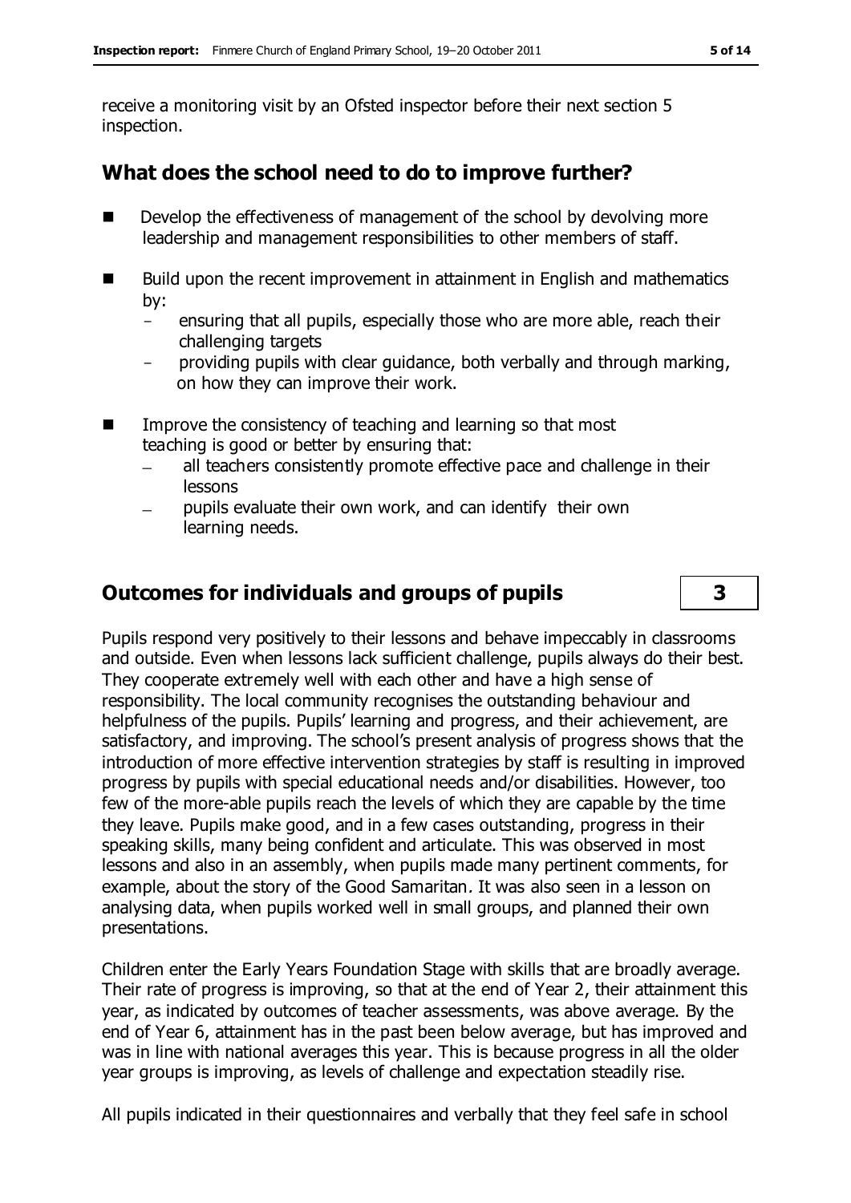receive a monitoring visit by an Ofsted inspector before their next section 5 inspection.

## What does the school need to do to improve further?

- Develop the effectiveness of management of the school by devolving more leadership and management responsibilities to other members of staff.
- Build upon the recent improvement in attainment in English and mathematics by:
  - ensuring that all pupils, especially those who are more able, reach their challenging targets
  - providing pupils with clear guidance, both verbally and through marking, on how they can improve their work.
- Improve the consistency of teaching and learning so that most teaching is good or better by ensuring that:
  - all teachers consistently promote effective pace and challenge in their lessons
  - pupils evaluate their own work, and can identify their own learning needs.

## Outcomes for individuals and groups of pupils — 3

Pupils respond very positively to their lessons and behave impeccably in classrooms and outside. Even when lessons lack sufficient challenge, pupils always do their best. They cooperate extremely well with each other and have a high sense of responsibility. The local community recognises the outstanding behaviour and helpfulness of the pupils. Pupils' learning and progress, and their achievement, are satisfactory, and improving. The school's present analysis of progress shows that the introduction of more effective intervention strategies by staff is resulting in improved progress by pupils with special educational needs and/or disabilities. However, too few of the more-able pupils reach the levels of which they are capable by the time they leave. Pupils make good, and in a few cases outstanding, progress in their speaking skills, many being confident and articulate. This was observed in most lessons and also in an assembly, when pupils made many pertinent comments, for example, about the story of the Good Samaritan. It was also seen in a lesson on analysing data, when pupils worked well in small groups, and planned their own presentations.

Children enter the Early Years Foundation Stage with skills that are broadly average. Their rate of progress is improving, so that at the end of Year 2, their attainment this year, as indicated by outcomes of teacher assessments, was above average. By the end of Year 6, attainment has in the past been below average, but has improved and was in line with national averages this year. This is because progress in all the older year groups is improving, as levels of challenge and expectation steadily rise.

All pupils indicated in their questionnaires and verbally that they feel safe in school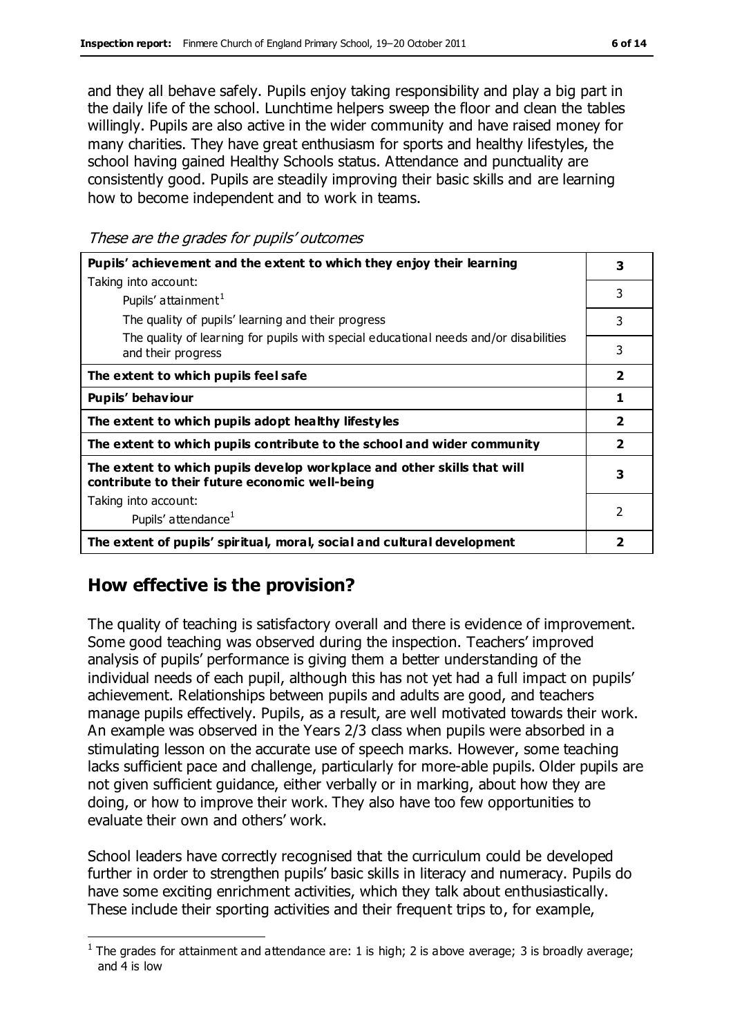and they all behave safely. Pupils enjoy taking responsibility and play a big part in the daily life of the school. Lunchtime helpers sweep the floor and clean the tables willingly. Pupils are also active in the wider community and have raised money for many charities. They have great enthusiasm for sports and healthy lifestyles, the school having gained Healthy Schools status. Attendance and punctuality are consistently good. Pupils are steadily improving their basic skills and are learning how to become independent and to work in teams.

*These are the grades for pupils' outcomes*

| | |
|---|---|
| **Pupils' achievement and the extent to which they enjoy their learning** | **3** |
| Taking into account: Pupils' attainment[1] | 3 |
| The quality of pupils' learning and their progress | 3 |
| The quality of learning for pupils with special educational needs and/or disabilities and their progress | 3 |
| **The extent to which pupils feel safe** | **2** |
| **Pupils' behaviour** | **1** |
| **The extent to which pupils adopt healthy lifestyles** | **2** |
| **The extent to which pupils contribute to the school and wider community** | **2** |
| **The extent to which pupils develop workplace and other skills that will contribute to their future economic well-being** | **3** |
| Taking into account: Pupils' attendance[1] | 2 |
| **The extent of pupils' spiritual, moral, social and cultural development** | **2** |

## How effective is the provision?

The quality of teaching is satisfactory overall and there is evidence of improvement. Some good teaching was observed during the inspection. Teachers' improved analysis of pupils' performance is giving them a better understanding of the individual needs of each pupil, although this has not yet had a full impact on pupils' achievement. Relationships between pupils and adults are good, and teachers manage pupils effectively. Pupils, as a result, are well motivated towards their work. An example was observed in the Years 2/3 class when pupils were absorbed in a stimulating lesson on the accurate use of speech marks. However, some teaching lacks sufficient pace and challenge, particularly for more-able pupils. Older pupils are not given sufficient guidance, either verbally or in marking, about how they are doing, or how to improve their work. They also have too few opportunities to evaluate their own and others' work.

School leaders have correctly recognised that the curriculum could be developed further in order to strengthen pupils' basic skills in literacy and numeracy. Pupils do have some exciting enrichment activities, which they talk about enthusiastically. These include their sporting activities and their frequent trips to, for example,

[1] The grades for attainment and attendance are: 1 is high; 2 is above average; 3 is broadly average; and 4 is low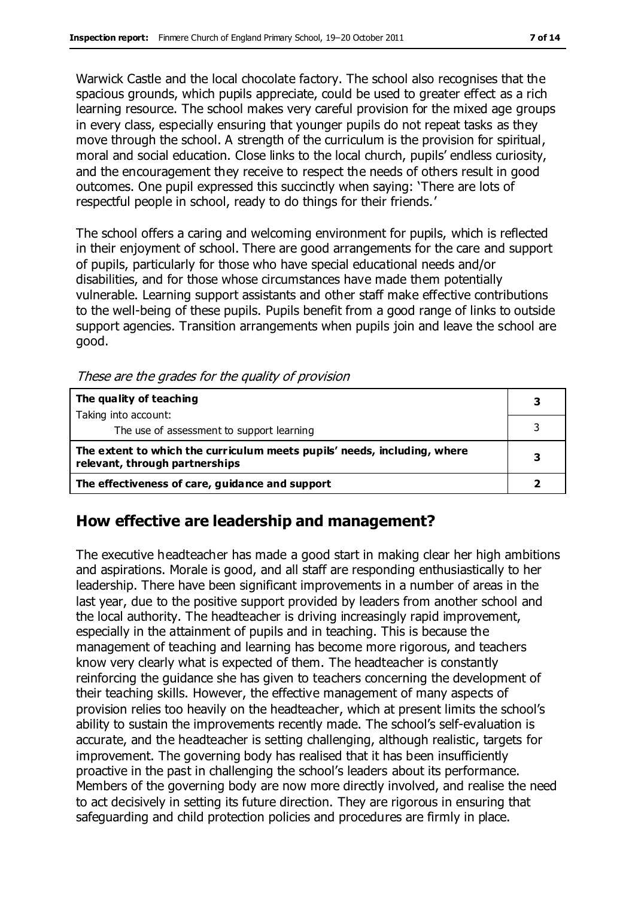Warwick Castle and the local chocolate factory. The school also recognises that the spacious grounds, which pupils appreciate, could be used to greater effect as a rich learning resource. The school makes very careful provision for the mixed age groups in every class, especially ensuring that younger pupils do not repeat tasks as they move through the school. A strength of the curriculum is the provision for spiritual, moral and social education. Close links to the local church, pupils' endless curiosity, and the encouragement they receive to respect the needs of others result in good outcomes. One pupil expressed this succinctly when saying: 'There are lots of respectful people in school, ready to do things for their friends.'

The school offers a caring and welcoming environment for pupils, which is reflected in their enjoyment of school. There are good arrangements for the care and support of pupils, particularly for those who have special educational needs and/or disabilities, and for those whose circumstances have made them potentially vulnerable. Learning support assistants and other staff make effective contributions to the well-being of these pupils. Pupils benefit from a good range of links to outside support agencies. Transition arrangements when pupils join and leave the school are good.

*These are the grades for the quality of provision*

| | |
|---|---|
| **The quality of teaching** | **3** |
| Taking into account:<br>The use of assessment to support learning | 3 |
| **The extent to which the curriculum meets pupils' needs, including, where relevant, through partnerships** | **3** |
| **The effectiveness of care, guidance and support** | **2** |

## How effective are leadership and management?

The executive headteacher has made a good start in making clear her high ambitions and aspirations. Morale is good, and all staff are responding enthusiastically to her leadership. There have been significant improvements in a number of areas in the last year, due to the positive support provided by leaders from another school and the local authority. The headteacher is driving increasingly rapid improvement, especially in the attainment of pupils and in teaching. This is because the management of teaching and learning has become more rigorous, and teachers know very clearly what is expected of them. The headteacher is constantly reinforcing the guidance she has given to teachers concerning the development of their teaching skills. However, the effective management of many aspects of provision relies too heavily on the headteacher, which at present limits the school's ability to sustain the improvements recently made. The school's self-evaluation is accurate, and the headteacher is setting challenging, although realistic, targets for improvement. The governing body has realised that it has been insufficiently proactive in the past in challenging the school's leaders about its performance. Members of the governing body are now more directly involved, and realise the need to act decisively in setting its future direction. They are rigorous in ensuring that safeguarding and child protection policies and procedures are firmly in place.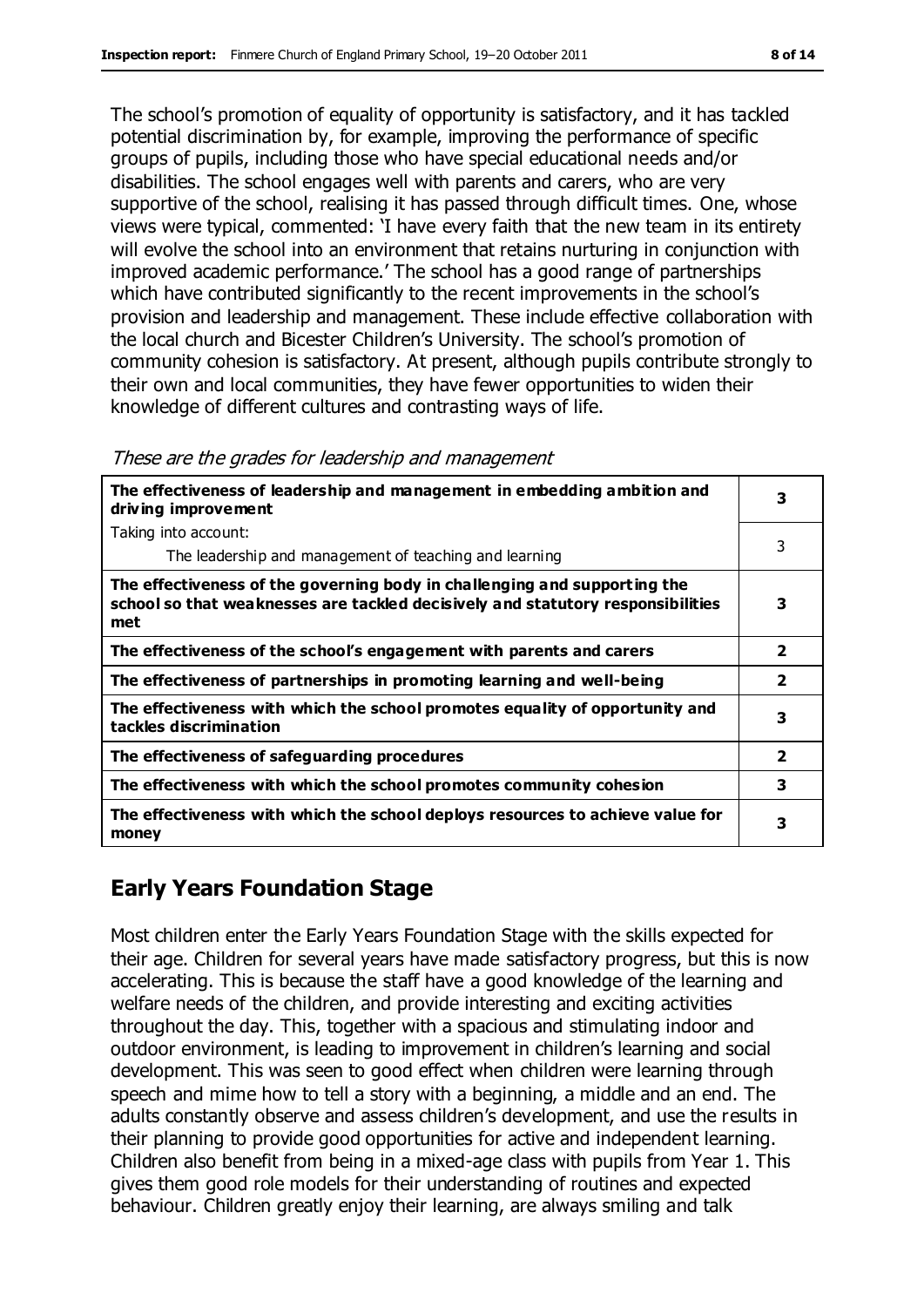The school's promotion of equality of opportunity is satisfactory, and it has tackled potential discrimination by, for example, improving the performance of specific groups of pupils, including those who have special educational needs and/or disabilities. The school engages well with parents and carers, who are very supportive of the school, realising it has passed through difficult times. One, whose views were typical, commented: 'I have every faith that the new team in its entirety will evolve the school into an environment that retains nurturing in conjunction with improved academic performance.' The school has a good range of partnerships which have contributed significantly to the recent improvements in the school's provision and leadership and management. These include effective collaboration with the local church and Bicester Children's University. The school's promotion of community cohesion is satisfactory. At present, although pupils contribute strongly to their own and local communities, they have fewer opportunities to widen their knowledge of different cultures and contrasting ways of life.

*These are the grades for leadership and management*

| | |
|---|---|
| **The effectiveness of leadership and management in embedding ambition and driving improvement** | **3** |
| Taking into account:<br>The leadership and management of teaching and learning | 3 |
| **The effectiveness of the governing body in challenging and supporting the school so that weaknesses are tackled decisively and statutory responsibilities met** | **3** |
| **The effectiveness of the school's engagement with parents and carers** | **2** |
| **The effectiveness of partnerships in promoting learning and well-being** | **2** |
| **The effectiveness with which the school promotes equality of opportunity and tackles discrimination** | **3** |
| **The effectiveness of safeguarding procedures** | **2** |
| **The effectiveness with which the school promotes community cohesion** | **3** |
| **The effectiveness with which the school deploys resources to achieve value for money** | **3** |

## Early Years Foundation Stage

Most children enter the Early Years Foundation Stage with the skills expected for their age. Children for several years have made satisfactory progress, but this is now accelerating. This is because the staff have a good knowledge of the learning and welfare needs of the children, and provide interesting and exciting activities throughout the day. This, together with a spacious and stimulating indoor and outdoor environment, is leading to improvement in children's learning and social development. This was seen to good effect when children were learning through speech and mime how to tell a story with a beginning, a middle and an end. The adults constantly observe and assess children's development, and use the results in their planning to provide good opportunities for active and independent learning. Children also benefit from being in a mixed-age class with pupils from Year 1. This gives them good role models for their understanding of routines and expected behaviour. Children greatly enjoy their learning, are always smiling and talk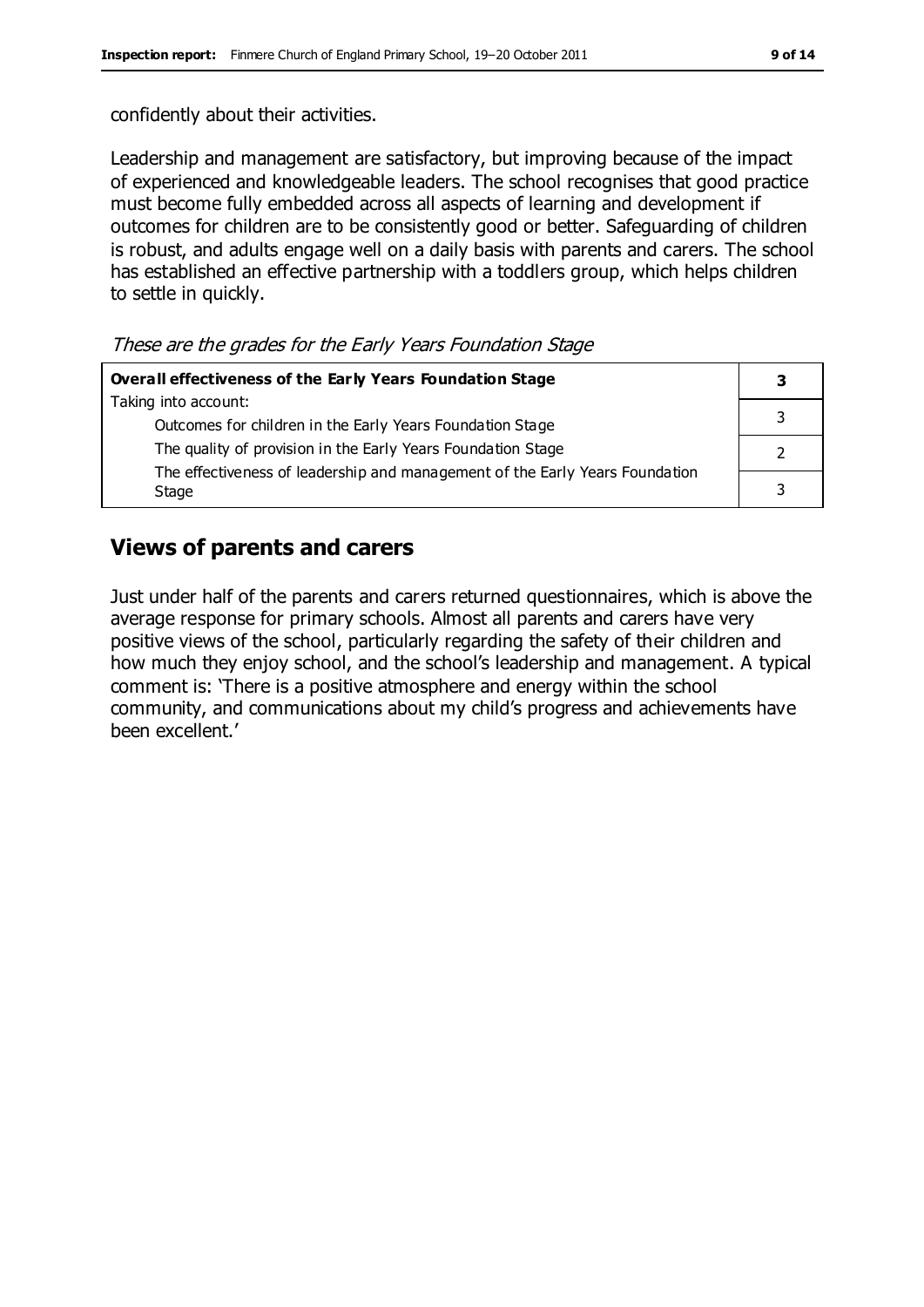confidently about their activities.

Leadership and management are satisfactory, but improving because of the impact of experienced and knowledgeable leaders. The school recognises that good practice must become fully embedded across all aspects of learning and development if outcomes for children are to be consistently good or better. Safeguarding of children is robust, and adults engage well on a daily basis with parents and carers. The school has established an effective partnership with a toddlers group, which helps children to settle in quickly.

*These are the grades for the Early Years Foundation Stage*

| **Overall effectiveness of the Early Years Foundation Stage** | **3** |
|---|---|
| Taking into account: | |
| Outcomes for children in the Early Years Foundation Stage | 3 |
| The quality of provision in the Early Years Foundation Stage | 2 |
| The effectiveness of leadership and management of the Early Years Foundation Stage | 3 |

## Views of parents and carers

Just under half of the parents and carers returned questionnaires, which is above the average response for primary schools. Almost all parents and carers have very positive views of the school, particularly regarding the safety of their children and how much they enjoy school, and the school's leadership and management. A typical comment is: 'There is a positive atmosphere and energy within the school community, and communications about my child's progress and achievements have been excellent.'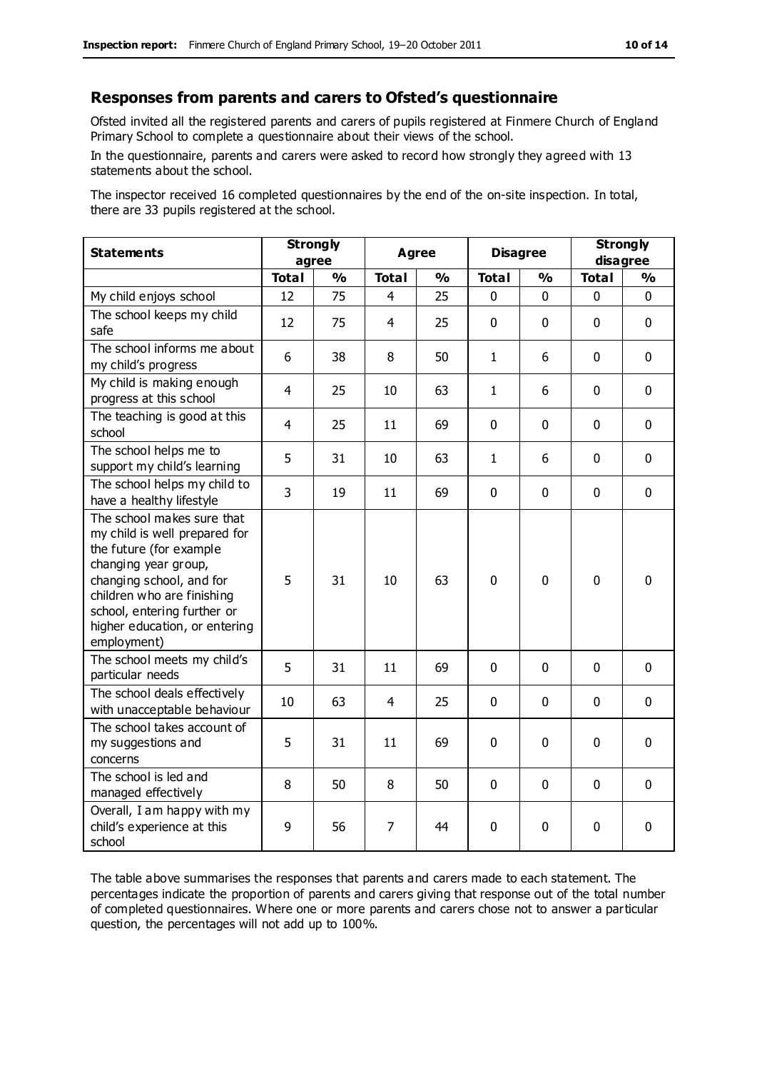## Responses from parents and carers to Ofsted's questionnaire

Ofsted invited all the registered parents and carers of pupils registered at Finmere Church of England Primary School to complete a questionnaire about their views of the school.

In the questionnaire, parents and carers were asked to record how strongly they agreed with 13 statements about the school.

The inspector received 16 completed questionnaires by the end of the on-site inspection. In total, there are 33 pupils registered at the school.

| Statements | Strongly agree | | Agree | | Disagree | | Strongly disagree | |
|---|---|---|---|---|---|---|---|---|
| | Total | % | Total | % | Total | % | Total | % |
| My child enjoys school | 12 | 75 | 4 | 25 | 0 | 0 | 0 | 0 |
| The school keeps my child safe | 12 | 75 | 4 | 25 | 0 | 0 | 0 | 0 |
| The school informs me about my child's progress | 6 | 38 | 8 | 50 | 1 | 6 | 0 | 0 |
| My child is making enough progress at this school | 4 | 25 | 10 | 63 | 1 | 6 | 0 | 0 |
| The teaching is good at this school | 4 | 25 | 11 | 69 | 0 | 0 | 0 | 0 |
| The school helps me to support my child's learning | 5 | 31 | 10 | 63 | 1 | 6 | 0 | 0 |
| The school helps my child to have a healthy lifestyle | 3 | 19 | 11 | 69 | 0 | 0 | 0 | 0 |
| The school makes sure that my child is well prepared for the future (for example changing year group, changing school, and for children who are finishing school, entering further or higher education, or entering employment) | 5 | 31 | 10 | 63 | 0 | 0 | 0 | 0 |
| The school meets my child's particular needs | 5 | 31 | 11 | 69 | 0 | 0 | 0 | 0 |
| The school deals effectively with unacceptable behaviour | 10 | 63 | 4 | 25 | 0 | 0 | 0 | 0 |
| The school takes account of my suggestions and concerns | 5 | 31 | 11 | 69 | 0 | 0 | 0 | 0 |
| The school is led and managed effectively | 8 | 50 | 8 | 50 | 0 | 0 | 0 | 0 |
| Overall, I am happy with my child's experience at this school | 9 | 56 | 7 | 44 | 0 | 0 | 0 | 0 |

The table above summarises the responses that parents and carers made to each statement. The percentages indicate the proportion of parents and carers giving that response out of the total number of completed questionnaires. Where one or more parents and carers chose not to answer a particular question, the percentages will not add up to 100%.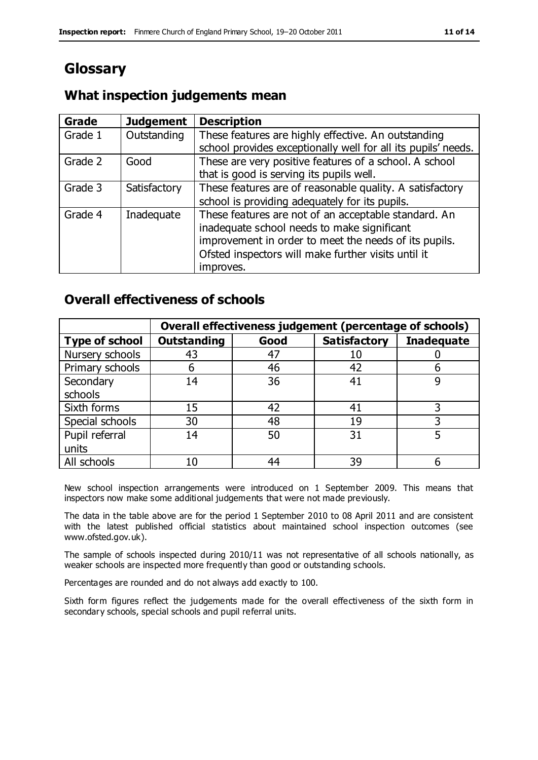# Glossary

## What inspection judgements mean

| Grade | Judgement | Description |
|---|---|---|
| Grade 1 | Outstanding | These features are highly effective. An outstanding school provides exceptionally well for all its pupils' needs. |
| Grade 2 | Good | These are very positive features of a school. A school that is good is serving its pupils well. |
| Grade 3 | Satisfactory | These features are of reasonable quality. A satisfactory school is providing adequately for its pupils. |
| Grade 4 | Inadequate | These features are not of an acceptable standard. An inadequate school needs to make significant improvement in order to meet the needs of its pupils. Ofsted inspectors will make further visits until it improves. |

## Overall effectiveness of schools

| | Overall effectiveness judgement (percentage of schools) | | | |
|---|---|---|---|---|
| **Type of school** | **Outstanding** | **Good** | **Satisfactory** | **Inadequate** |
| Nursery schools | 43 | 47 | 10 | 0 |
| Primary schools | 6 | 46 | 42 | 6 |
| Secondary schools | 14 | 36 | 41 | 9 |
| Sixth forms | 15 | 42 | 41 | 3 |
| Special schools | 30 | 48 | 19 | 3 |
| Pupil referral units | 14 | 50 | 31 | 5 |
| All schools | 10 | 44 | 39 | 6 |

New school inspection arrangements were introduced on 1 September 2009. This means that inspectors now make some additional judgements that were not made previously.

The data in the table above are for the period 1 September 2010 to 08 April 2011 and are consistent with the latest published official statistics about maintained school inspection outcomes (see www.ofsted.gov.uk).

The sample of schools inspected during 2010/11 was not representative of all schools nationally, as weaker schools are inspected more frequently than good or outstanding schools.

Percentages are rounded and do not always add exactly to 100.

Sixth form figures reflect the judgements made for the overall effectiveness of the sixth form in secondary schools, special schools and pupil referral units.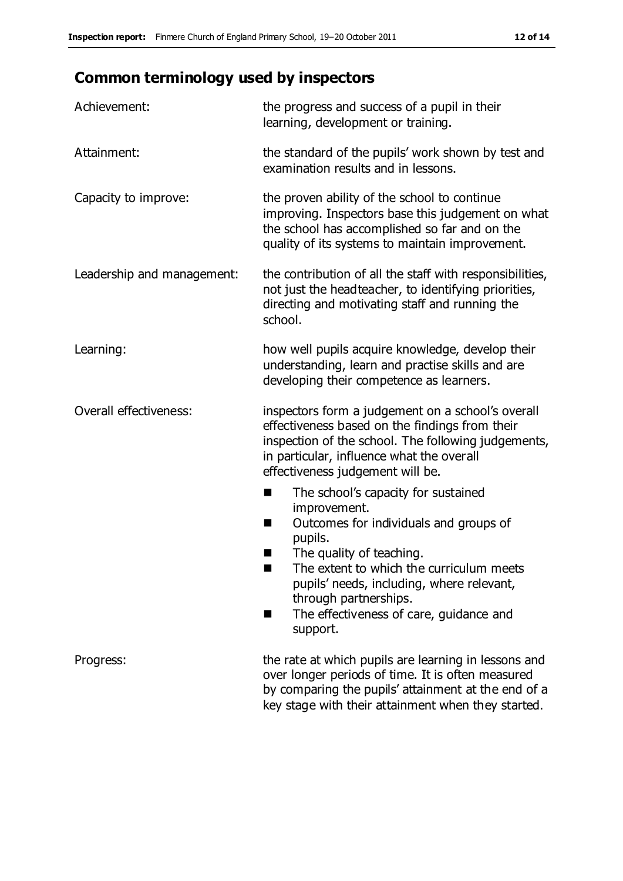## Common terminology used by inspectors

| | |
|---|---|
| Achievement: | the progress and success of a pupil in their learning, development or training. |
| Attainment: | the standard of the pupils' work shown by test and examination results and in lessons. |
| Capacity to improve: | the proven ability of the school to continue improving. Inspectors base this judgement on what the school has accomplished so far and on the quality of its systems to maintain improvement. |
| Leadership and management: | the contribution of all the staff with responsibilities, not just the headteacher, to identifying priorities, directing and motivating staff and running the school. |
| Learning: | how well pupils acquire knowledge, develop their understanding, learn and practise skills and are developing their competence as learners. |
| Overall effectiveness: | inspectors form a judgement on a school's overall effectiveness based on the findings from their inspection of the school. The following judgements, in particular, influence what the overall effectiveness judgement will be.<br>■ The school's capacity for sustained improvement.<br>■ Outcomes for individuals and groups of pupils.<br>■ The quality of teaching.<br>■ The extent to which the curriculum meets pupils' needs, including, where relevant, through partnerships.<br>■ The effectiveness of care, guidance and support. |
| Progress: | the rate at which pupils are learning in lessons and over longer periods of time. It is often measured by comparing the pupils' attainment at the end of a key stage with their attainment when they started. |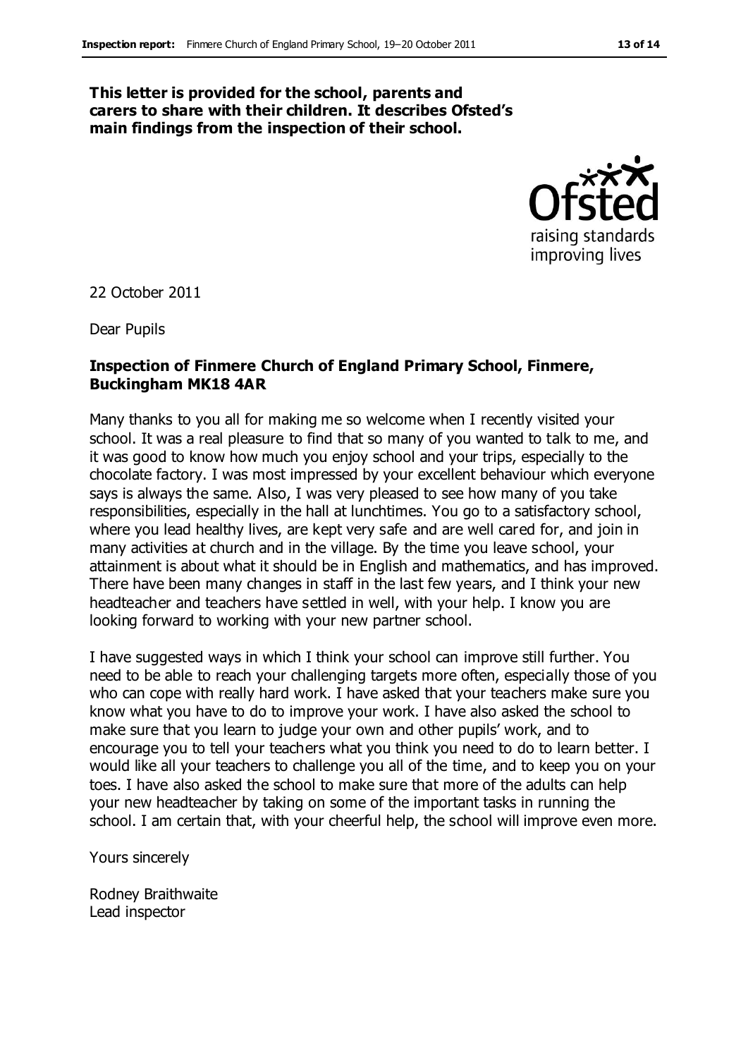**This letter is provided for the school, parents and carers to share with their children. It describes Ofsted's main findings from the inspection of their school.**

22 October 2011

Dear Pupils

**Inspection of Finmere Church of England Primary School, Finmere, Buckingham MK18 4AR**

Many thanks to you all for making me so welcome when I recently visited your school. It was a real pleasure to find that so many of you wanted to talk to me, and it was good to know how much you enjoy school and your trips, especially to the chocolate factory. I was most impressed by your excellent behaviour which everyone says is always the same. Also, I was very pleased to see how many of you take responsibilities, especially in the hall at lunchtimes. You go to a satisfactory school, where you lead healthy lives, are kept very safe and are well cared for, and join in many activities at church and in the village. By the time you leave school, your attainment is about what it should be in English and mathematics, and has improved. There have been many changes in staff in the last few years, and I think your new headteacher and teachers have settled in well, with your help. I know you are looking forward to working with your new partner school.

I have suggested ways in which I think your school can improve still further. You need to be able to reach your challenging targets more often, especially those of you who can cope with really hard work. I have asked that your teachers make sure you know what you have to do to improve your work. I have also asked the school to make sure that you learn to judge your own and other pupils' work, and to encourage you to tell your teachers what you think you need to do to learn better. I would like all your teachers to challenge you all of the time, and to keep you on your toes. I have also asked the school to make sure that more of the adults can help your new headteacher by taking on some of the important tasks in running the school. I am certain that, with your cheerful help, the school will improve even more.

Yours sincerely

Rodney Braithwaite
Lead inspector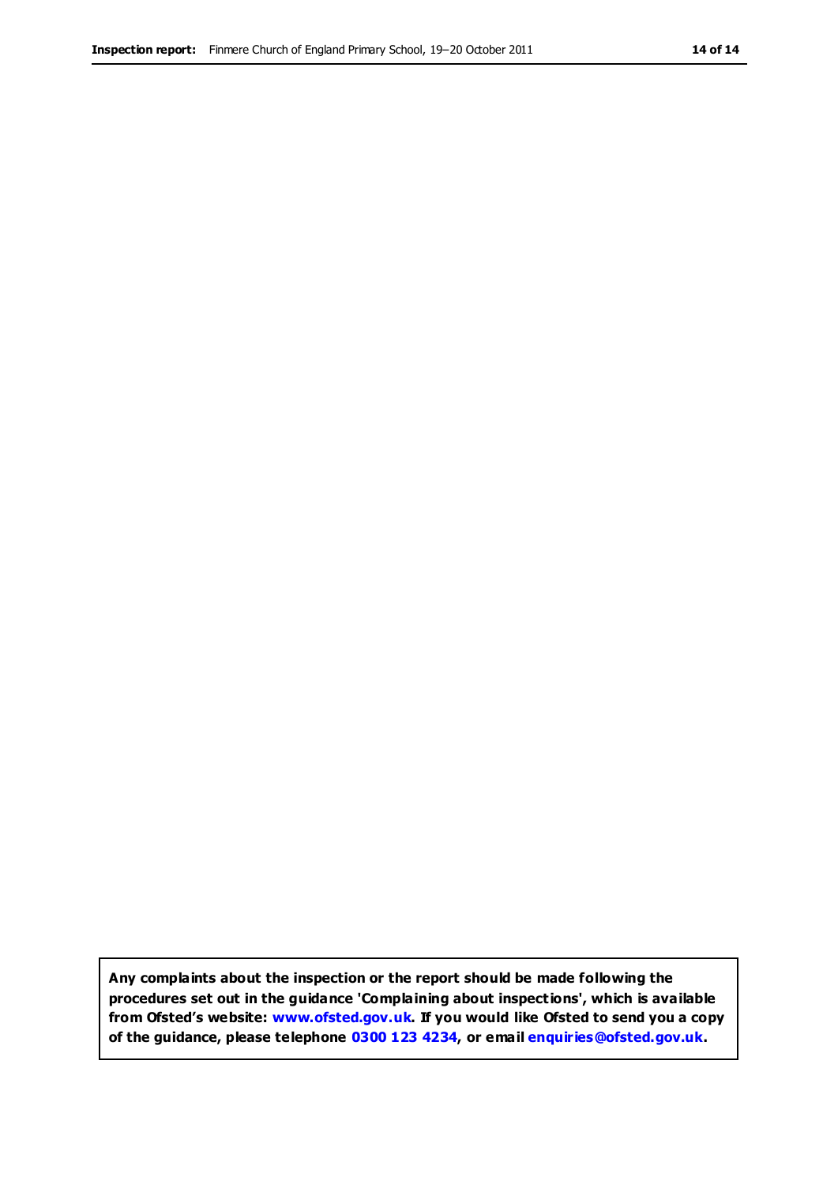**Any complaints about the inspection or the report should be made following the procedures set out in the guidance 'Complaining about inspections', which is available from Ofsted's website: www.ofsted.gov.uk. If you would like Ofsted to send you a copy of the guidance, please telephone 0300 123 4234, or email enquiries@ofsted.gov.uk.**